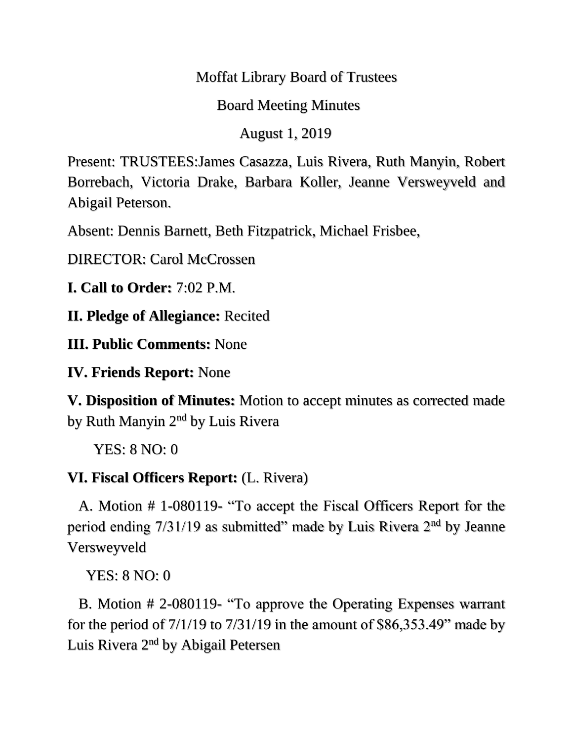Moffat Library Board of Trustees

Board Meeting Minutes

August 1, 2019

Present: TRUSTEES:James Casazza, Luis Rivera, Ruth Manyin, Robert Borrebach, Victoria Drake, Barbara Koller, Jeanne Versweyveld and Abigail Peterson.

Absent: Dennis Barnett, Beth Fitzpatrick, Michael Frisbee,

DIRECTOR: Carol McCrossen

**I. Call to Order:** 7:02 P.M.

**II. Pledge of Allegiance:** Recited

**III. Public Comments:** None

**IV. Friends Report:** None

**V. Disposition of Minutes:** Motion to accept minutes as corrected made by Ruth Manyin 2nd by Luis Rivera

YES: 8 NO: 0

**VI. Fiscal Officers Report:** (L. Rivera)

A. Motion # 1-080119- "To accept the Fiscal Officers Report for the period ending 7/31/19 as submitted" made by Luis Rivera 2nd by Jeanne Versweyveld

YES: 8 NO: 0

B. Motion # 2-080119- "To approve the Operating Expenses warrant for the period of 7/1/19 to 7/31/19 in the amount of $86,353.49" made by Luis Rivera 2nd by Abigail Petersen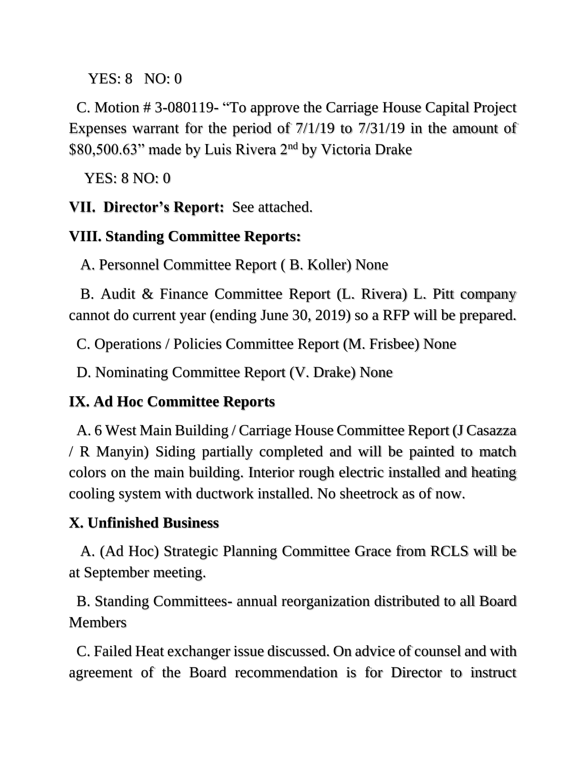YES: 8 NO: 0

C. Motion # 3-080119- "To approve the Carriage House Capital Project Expenses warrant for the period of 7/1/19 to 7/31/19 in the amount of $80,500.63" made by Luis Rivera 2nd by Victoria Drake

YES: 8 NO: 0

**VII. Director's Report:** See attached.

**VIII. Standing Committee Reports:**

A. Personnel Committee Report ( B. Koller) None

B. Audit & Finance Committee Report (L. Rivera) L. Pitt company cannot do current year (ending June 30, 2019) so a RFP will be prepared.

C. Operations / Policies Committee Report (M. Frisbee) None

D. Nominating Committee Report (V. Drake) None

**IX. Ad Hoc Committee Reports**

A. 6 West Main Building / Carriage House Committee Report (J Casazza / R Manyin) Siding partially completed and will be painted to match colors on the main building. Interior rough electric installed and heating cooling system with ductwork installed. No sheetrock as of now.

**X. Unfinished Business**

A. (Ad Hoc) Strategic Planning Committee Grace from RCLS will be at September meeting.

B. Standing Committees- annual reorganization distributed to all Board Members

C. Failed Heat exchanger issue discussed. On advice of counsel and with agreement of the Board recommendation is for Director to instruct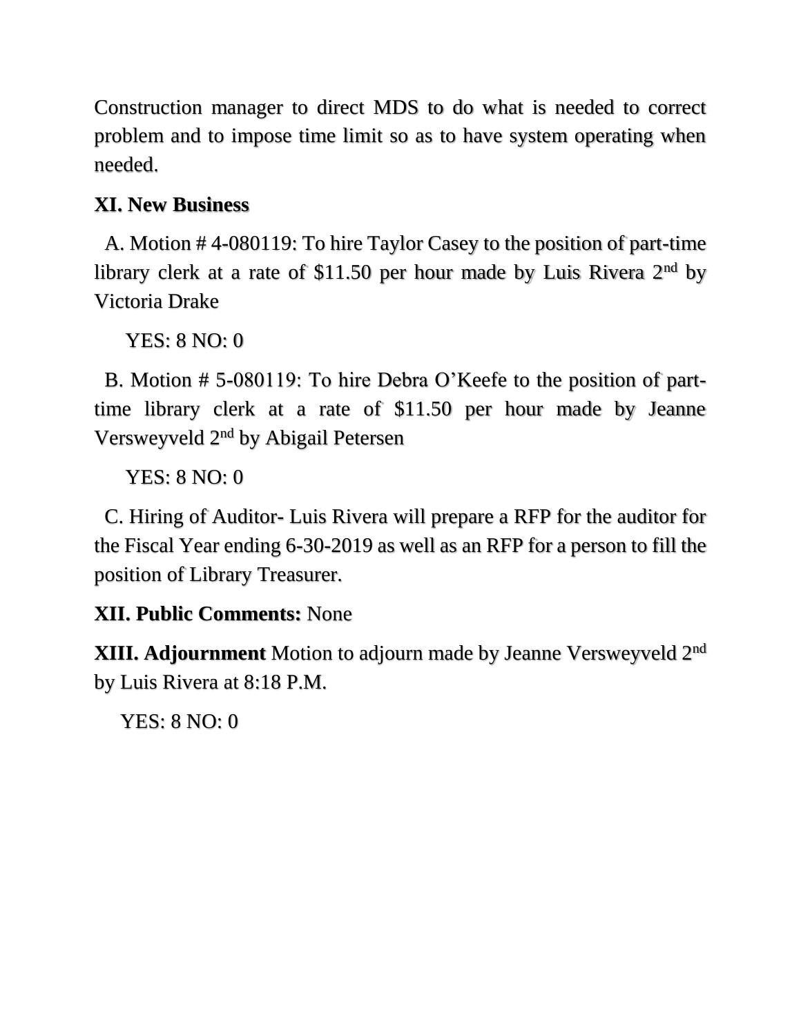Construction manager to direct MDS to do what is needed to correct problem and to impose time limit so as to have system operating when needed.

**XI. New Business**

A. Motion # 4-080119: To hire Taylor Casey to the position of part-time library clerk at a rate of $11.50 per hour made by Luis Rivera 2nd by Victoria Drake

YES: 8 NO: 0

B. Motion # 5-080119: To hire Debra O'Keefe to the position of part-time library clerk at a rate of $11.50 per hour made by Jeanne Versweyveld 2nd by Abigail Petersen

YES: 8 NO: 0

C. Hiring of Auditor- Luis Rivera will prepare a RFP for the auditor for the Fiscal Year ending 6-30-2019 as well as an RFP for a person to fill the position of Library Treasurer.

**XII. Public Comments:** None

**XIII. Adjournment** Motion to adjourn made by Jeanne Versweyveld 2nd by Luis Rivera at 8:18 P.M.

YES: 8 NO: 0